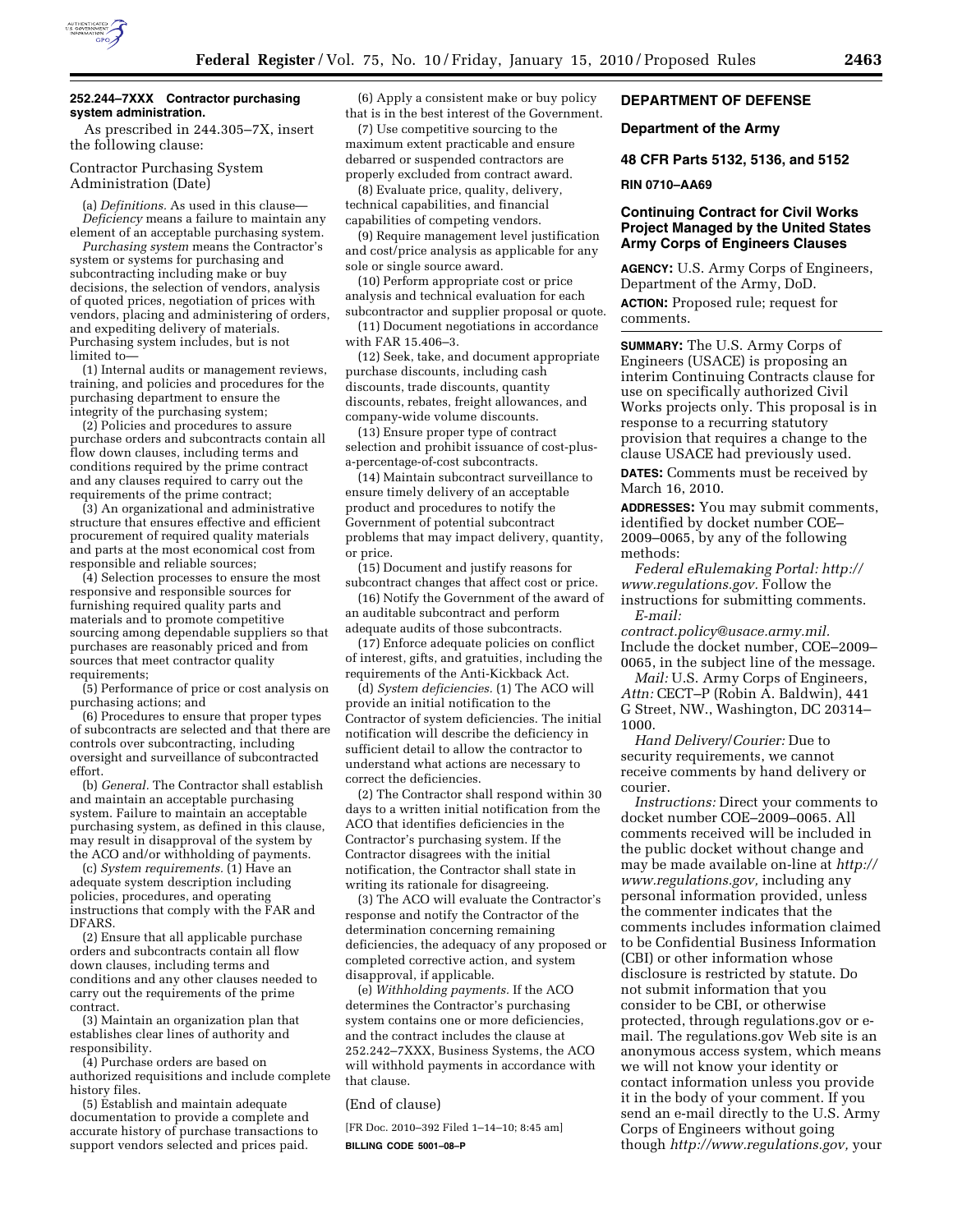### 252.244–7XXX Contractor purchasing system administration.

As prescribed in 244.305–7X, insert the following clause:

Contractor Purchasing System Administration (Date)

(a) *Definitions.* As used in this clause—

*Deficiency* means a failure to maintain any element of an acceptable purchasing system.

*Purchasing system* means the Contractor's system or systems for purchasing and subcontracting including make or buy decisions, the selection of vendors, analysis of quoted prices, negotiation of prices with vendors, placing and administering of orders, and expediting delivery of materials. Purchasing system includes, but is not limited to—

(1) Internal audits or management reviews, training, and policies and procedures for the purchasing department to ensure the integrity of the purchasing system;

(2) Policies and procedures to assure purchase orders and subcontracts contain all flow down clauses, including terms and conditions required by the prime contract and any clauses required to carry out the requirements of the prime contract;

(3) An organizational and administrative structure that ensures effective and efficient procurement of required quality materials and parts at the most economical cost from responsible and reliable sources;

(4) Selection processes to ensure the most responsive and responsible sources for furnishing required quality parts and materials and to promote competitive sourcing among dependable suppliers so that purchases are reasonably priced and from sources that meet contractor quality requirements;

(5) Performance of price or cost analysis on purchasing actions; and

(6) Procedures to ensure that proper types of subcontracts are selected and that there are controls over subcontracting, including oversight and surveillance of subcontracted effort.

(b) *General.* The Contractor shall establish and maintain an acceptable purchasing system. Failure to maintain an acceptable purchasing system, as defined in this clause, may result in disapproval of the system by the ACO and/or withholding of payments.

(c) *System requirements.* (1) Have an adequate system description including policies, procedures, and operating instructions that comply with the FAR and DFARS.

(2) Ensure that all applicable purchase orders and subcontracts contain all flow down clauses, including terms and conditions and any other clauses needed to carry out the requirements of the prime contract.

(3) Maintain an organization plan that establishes clear lines of authority and responsibility.

(4) Purchase orders are based on authorized requisitions and include complete history files.

(5) Establish and maintain adequate documentation to provide a complete and accurate history of purchase transactions to support vendors selected and prices paid.

(6) Apply a consistent make or buy policy that is in the best interest of the Government.

(7) Use competitive sourcing to the maximum extent practicable and ensure debarred or suspended contractors are properly excluded from contract award.

(8) Evaluate price, quality, delivery, technical capabilities, and financial capabilities of competing vendors.

(9) Require management level justification and cost/price analysis as applicable for any sole or single source award.

(10) Perform appropriate cost or price analysis and technical evaluation for each subcontractor and supplier proposal or quote.

(11) Document negotiations in accordance with FAR 15.406–3.

(12) Seek, take, and document appropriate purchase discounts, including cash discounts, trade discounts, quantity discounts, rebates, freight allowances, and company-wide volume discounts.

(13) Ensure proper type of contract selection and prohibit issuance of cost-plus-a-percentage-of-cost subcontracts.

(14) Maintain subcontract surveillance to ensure timely delivery of an acceptable product and procedures to notify the Government of potential subcontract problems that may impact delivery, quantity, or price.

(15) Document and justify reasons for subcontract changes that affect cost or price.

(16) Notify the Government of the award of an auditable subcontract and perform adequate audits of those subcontracts.

(17) Enforce adequate policies on conflict of interest, gifts, and gratuities, including the requirements of the Anti-Kickback Act.

(d) *System deficiencies.* (1) The ACO will provide an initial notification to the Contractor of system deficiencies. The initial notification will describe the deficiency in sufficient detail to allow the contractor to understand what actions are necessary to correct the deficiencies.

(2) The Contractor shall respond within 30 days to a written initial notification from the ACO that identifies deficiencies in the Contractor's purchasing system. If the Contractor disagrees with the initial notification, the Contractor shall state in writing its rationale for disagreeing.

(3) The ACO will evaluate the Contractor's response and notify the Contractor of the determination concerning remaining deficiencies, the adequacy of any proposed or completed corrective action, and system disapproval, if applicable.

(e) *Withholding payments.* If the ACO determines the Contractor's purchasing system contains one or more deficiencies, and the contract includes the clause at 252.242–7XXX, Business Systems, the ACO will withhold payments in accordance with that clause.

(End of clause)

[FR Doc. 2010–392 Filed 1–14–10; 8:45 am]

**BILLING CODE 5001–08–P**

## DEPARTMENT OF DEFENSE

### Department of the Army

### 48 CFR Parts 5132, 5136, and 5152

### RIN 0710–AA69

## Continuing Contract for Civil Works Project Managed by the United States Army Corps of Engineers Clauses

**AGENCY:** U.S. Army Corps of Engineers, Department of the Army, DoD.

**ACTION:** Proposed rule; request for comments.

**SUMMARY:** The U.S. Army Corps of Engineers (USACE) is proposing an interim Continuing Contracts clause for use on specifically authorized Civil Works projects only. This proposal is in response to a recurring statutory provision that requires a change to the clause USACE had previously used.

**DATES:** Comments must be received by March 16, 2010.

**ADDRESSES:** You may submit comments, identified by docket number COE–2009–0065, by any of the following methods:

*Federal eRulemaking Portal: http://www.regulations.gov.* Follow the instructions for submitting comments.

*E-mail: contract.policy@usace.army.mil.* Include the docket number, COE–2009–0065, in the subject line of the message.

*Mail:* U.S. Army Corps of Engineers, *Attn:* CECT–P (Robin A. Baldwin), 441 G Street, NW., Washington, DC 20314–1000.

*Hand Delivery/Courier:* Due to security requirements, we cannot receive comments by hand delivery or courier.

*Instructions:* Direct your comments to docket number COE–2009–0065. All comments received will be included in the public docket without change and may be made available on-line at *http://www.regulations.gov,* including any personal information provided, unless the commenter indicates that the comments includes information claimed to be Confidential Business Information (CBI) or other information whose disclosure is restricted by statute. Do not submit information that you consider to be CBI, or otherwise protected, through regulations.gov or e-mail. The regulations.gov Web site is an anonymous access system, which means we will not know your identity or contact information unless you provide it in the body of your comment. If you send an e-mail directly to the U.S. Army Corps of Engineers without going though *http://www.regulations.gov,* your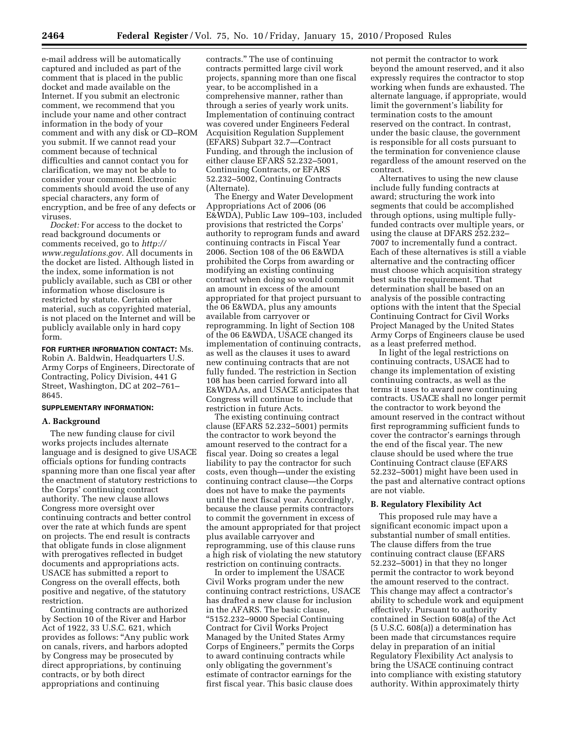e-mail address will be automatically captured and included as part of the comment that is placed in the public docket and made available on the Internet. If you submit an electronic comment, we recommend that you include your name and other contract information in the body of your comment and with any disk or CD–ROM you submit. If we cannot read your comment because of technical difficulties and cannot contact you for clarification, we may not be able to consider your comment. Electronic comments should avoid the use of any special characters, any form of encryption, and be free of any defects or viruses.

*Docket:* For access to the docket to read background documents or comments received, go to *http://www.regulations.gov.* All documents in the docket are listed. Although listed in the index, some information is not publicly available, such as CBI or other information whose disclosure is restricted by statute. Certain other material, such as copyrighted material, is not placed on the Internet and will be publicly available only in hard copy form.

**FOR FURTHER INFORMATION CONTACT:** Ms. Robin A. Baldwin, Headquarters U.S. Army Corps of Engineers, Directorate of Contracting, Policy Division, 441 G Street, Washington, DC at 202–761–8645.

**SUPPLEMENTARY INFORMATION:**

**A. Background**

The new funding clause for civil works projects includes alternate language and is designed to give USACE officials options for funding contracts spanning more than one fiscal year after the enactment of statutory restrictions to the Corps' continuing contract authority. The new clause allows Congress more oversight over continuing contracts and better control over the rate at which funds are spent on projects. The end result is contracts that obligate funds in close alignment with prerogatives reflected in budget documents and appropriations acts. USACE has submitted a report to Congress on the overall effects, both positive and negative, of the statutory restriction.

Continuing contracts are authorized by Section 10 of the River and Harbor Act of 1922, 33 U.S.C. 621, which provides as follows: "Any public work on canals, rivers, and harbors adopted by Congress may be prosecuted by direct appropriations, by continuing contracts, or by both direct appropriations and continuing contracts." The use of continuing contracts permitted large civil work projects, spanning more than one fiscal year, to be accomplished in a comprehensive manner, rather than through a series of yearly work units. Implementation of continuing contract was covered under Engineers Federal Acquisition Regulation Supplement (EFARS) Subpart 32.7—Contract Funding, and through the inclusion of either clause EFARS 52.232–5001, Continuing Contracts, or EFARS 52.232–5002, Continuing Contracts (Alternate).

The Energy and Water Development Appropriations Act of 2006 (06 E&WDA), Public Law 109–103, included provisions that restricted the Corps' authority to reprogram funds and award continuing contracts in Fiscal Year 2006. Section 108 of the 06 E&WDA prohibited the Corps from awarding or modifying an existing continuing contract when doing so would commit an amount in excess of the amount appropriated for that project pursuant to the 06 E&WDA, plus any amounts available from carryover or reprogramming. In light of Section 108 of the 06 E&WDA, USACE changed its implementation of continuing contracts, as well as the clauses it uses to award new continuing contracts that are not fully funded. The restriction in Section 108 has been carried forward into all E&WDAAs, and USACE anticipates that Congress will continue to include that restriction in future Acts.

The existing continuing contract clause (EFARS 52.232–5001) permits the contractor to work beyond the amount reserved to the contract for a fiscal year. Doing so creates a legal liability to pay the contractor for such costs, even though—under the existing continuing contract clause—the Corps does not have to make the payments until the next fiscal year. Accordingly, because the clause permits contractors to commit the government in excess of the amount appropriated for that project plus available carryover and reprogramming, use of this clause runs a high risk of violating the new statutory restriction on continuing contracts.

In order to implement the USACE Civil Works program under the new continuing contract restrictions, USACE has drafted a new clause for inclusion in the AFARS. The basic clause, "5152.232–9000 Special Continuing Contract for Civil Works Project Managed by the United States Army Corps of Engineers," permits the Corps to award continuing contracts while only obligating the government's estimate of contractor earnings for the first fiscal year. This basic clause does not permit the contractor to work beyond the amount reserved, and it also expressly requires the contractor to stop working when funds are exhausted. The alternate language, if appropriate, would limit the government's liability for termination costs to the amount reserved on the contract. In contrast, under the basic clause, the government is responsible for all costs pursuant to the termination for convenience clause regardless of the amount reserved on the contract.

Alternatives to using the new clause include fully funding contracts at award; structuring the work into segments that could be accomplished through options, using multiple fully-funded contracts over multiple years, or using the clause at DFARS 252.232–7007 to incrementally fund a contract. Each of these alternatives is still a viable alternative and the contracting officer must choose which acquisition strategy best suits the requirement. That determination shall be based on an analysis of the possible contracting options with the intent that the Special Continuing Contract for Civil Works Project Managed by the United States Army Corps of Engineers clause be used as a least preferred method.

In light of the legal restrictions on continuing contracts, USACE had to change its implementation of existing continuing contracts, as well as the terms it uses to award new continuing contracts. USACE shall no longer permit the contractor to work beyond the amount reserved in the contract without first reprogramming sufficient funds to cover the contractor's earnings through the end of the fiscal year. The new clause should be used where the true Continuing Contract clause (EFARS 52.232–5001) might have been used in the past and alternative contract options are not viable.

**B. Regulatory Flexibility Act**

This proposed rule may have a significant economic impact upon a substantial number of small entities. The clause differs from the true continuing contract clause (EFARS 52.232–5001) in that they no longer permit the contractor to work beyond the amount reserved to the contract. This change may affect a contractor's ability to schedule work and equipment effectively. Pursuant to authority contained in Section 608(a) of the Act (5 U.S.C. 608(a)) a determination has been made that circumstances require delay in preparation of an initial Regulatory Flexibility Act analysis to bring the USACE continuing contract into compliance with existing statutory authority. Within approximately thirty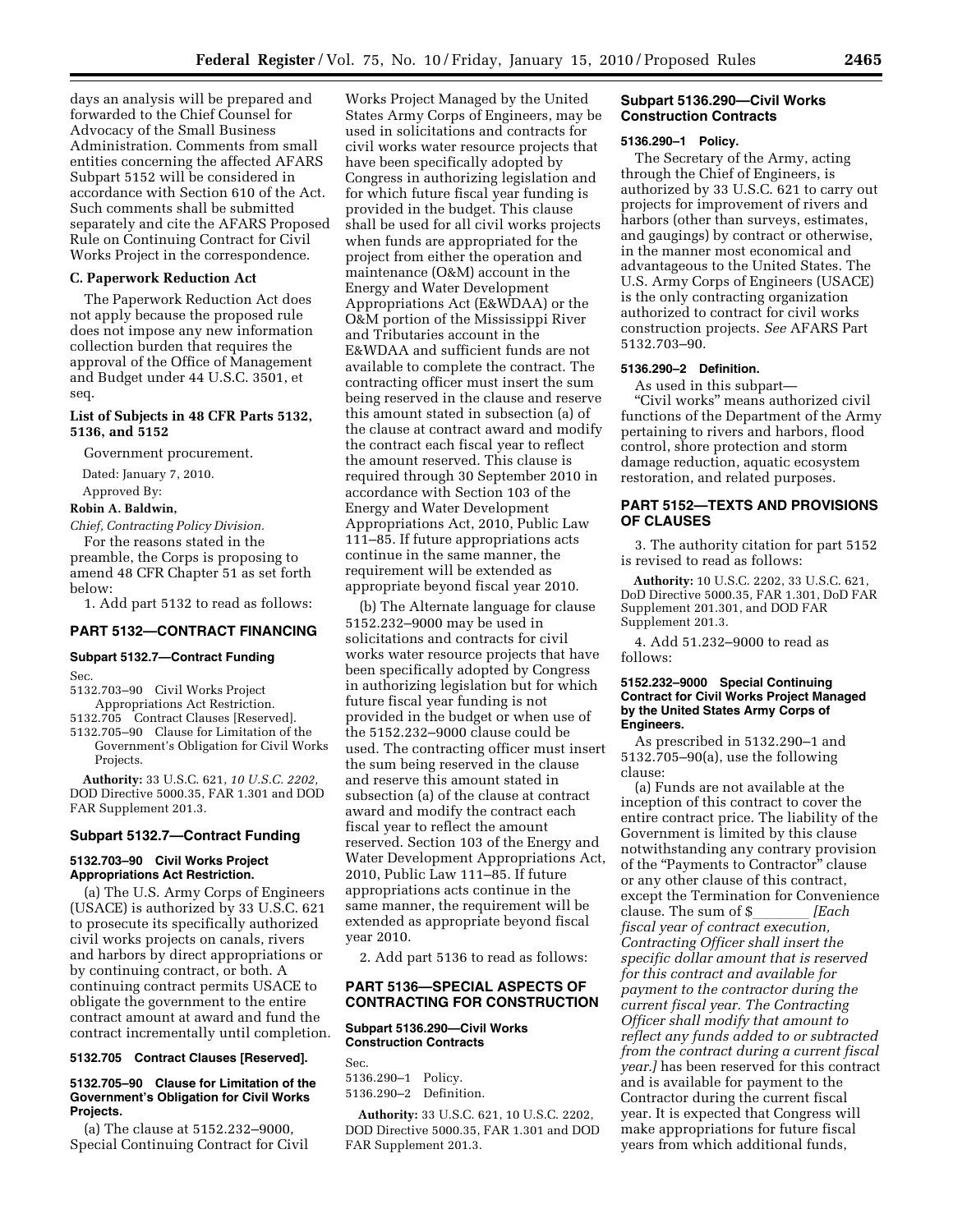days an analysis will be prepared and forwarded to the Chief Counsel for Advocacy of the Small Business Administration. Comments from small entities concerning the affected AFARS Subpart 5152 will be considered in accordance with Section 610 of the Act. Such comments shall be submitted separately and cite the AFARS Proposed Rule on Continuing Contract for Civil Works Project in the correspondence.

### C. Paperwork Reduction Act

The Paperwork Reduction Act does not apply because the proposed rule does not impose any new information collection burden that requires the approval of the Office of Management and Budget under 44 U.S.C. 3501, et seq.

### List of Subjects in 48 CFR Parts 5132, 5136, and 5152

Government procurement.

Dated: January 7, 2010.

Approved By:

**Robin A. Baldwin,**

*Chief, Contracting Policy Division.*

For the reasons stated in the preamble, the Corps is proposing to amend 48 CFR Chapter 51 as set forth below:

1. Add part 5132 to read as follows:

## PART 5132—CONTRACT FINANCING

### Subpart 5132.7—Contract Funding

Sec.
5132.703–90 Civil Works Project Appropriations Act Restriction.
5132.705 Contract Clauses [Reserved].
5132.705–90 Clause for Limitation of the Government's Obligation for Civil Works Projects.

**Authority:** 33 U.S.C. 621, *10 U.S.C. 2202,* DOD Directive 5000.35, FAR 1.301 and DOD FAR Supplement 201.3.

### Subpart 5132.7—Contract Funding

#### 5132.703–90 Civil Works Project Appropriations Act Restriction.

(a) The U.S. Army Corps of Engineers (USACE) is authorized by 33 U.S.C. 621 to prosecute its specifically authorized civil works projects on canals, rivers and harbors by direct appropriations or by continuing contract, or both. A continuing contract permits USACE to obligate the government to the entire contract amount at award and fund the contract incrementally until completion.

#### 5132.705 Contract Clauses [Reserved].

#### 5132.705–90 Clause for Limitation of the Government's Obligation for Civil Works Projects.

(a) The clause at 5152.232–9000, Special Continuing Contract for Civil Works Project Managed by the United States Army Corps of Engineers, may be used in solicitations and contracts for civil works water resource projects that have been specifically adopted by Congress in authorizing legislation and for which future fiscal year funding is provided in the budget. This clause shall be used for all civil works projects when funds are appropriated for the project from either the operation and maintenance (O&M) account in the Energy and Water Development Appropriations Act (E&WDAA) or the O&M portion of the Mississippi River and Tributaries account in the E&WDAA and sufficient funds are not available to complete the contract. The contracting officer must insert the sum being reserved in the clause and reserve this amount stated in subsection (a) of the clause at contract award and modify the contract each fiscal year to reflect the amount reserved. This clause is required through 30 September 2010 in accordance with Section 103 of the Energy and Water Development Appropriations Act, 2010, Public Law 111–85. If future appropriations acts continue in the same manner, the requirement will be extended as appropriate beyond fiscal year 2010.

(b) The Alternate language for clause 5152.232–9000 may be used in solicitations and contracts for civil works water resource projects that have been specifically adopted by Congress in authorizing legislation but for which future fiscal year funding is not provided in the budget or when use of the 5152.232–9000 clause could be used. The contracting officer must insert the sum being reserved in the clause and reserve this amount stated in subsection (a) of the clause at contract award and modify the contract each fiscal year to reflect the amount reserved. Section 103 of the Energy and Water Development Appropriations Act, 2010, Public Law 111–85. If future appropriations acts continue in the same manner, the requirement will be extended as appropriate beyond fiscal year 2010.

2. Add part 5136 to read as follows:

## PART 5136—SPECIAL ASPECTS OF CONTRACTING FOR CONSTRUCTION

### Subpart 5136.290—Civil Works Construction Contracts

Sec.
5136.290–1 Policy.
5136.290–2 Definition.

**Authority:** 33 U.S.C. 621, 10 U.S.C. 2202, DOD Directive 5000.35, FAR 1.301 and DOD FAR Supplement 201.3.

### Subpart 5136.290—Civil Works Construction Contracts

#### 5136.290–1 Policy.

The Secretary of the Army, acting through the Chief of Engineers, is authorized by 33 U.S.C. 621 to carry out projects for improvement of rivers and harbors (other than surveys, estimates, and gaugings) by contract or otherwise, in the manner most economical and advantageous to the United States. The U.S. Army Corps of Engineers (USACE) is the only contracting organization authorized to contract for civil works construction projects. *See* AFARS Part 5132.703–90.

#### 5136.290–2 Definition.

As used in this subpart—

"Civil works" means authorized civil functions of the Department of the Army pertaining to rivers and harbors, flood control, shore protection and storm damage reduction, aquatic ecosystem restoration, and related purposes.

## PART 5152—TEXTS AND PROVISIONS OF CLAUSES

3. The authority citation for part 5152 is revised to read as follows:

**Authority:** 10 U.S.C. 2202, 33 U.S.C. 621, DoD Directive 5000.35, FAR 1.301, DoD FAR Supplement 201.301, and DOD FAR Supplement 201.3.

4. Add 51.232–9000 to read as follows:

#### 5152.232–9000 Special Continuing Contract for Civil Works Project Managed by the United States Army Corps of Engineers.

As prescribed in 5132.290–1 and 5132.705–90(a), use the following clause:

(a) Funds are not available at the inception of this contract to cover the entire contract price. The liability of the Government is limited by this clause notwithstanding any contrary provision of the "Payments to Contractor" clause or any other clause of this contract, except the Termination for Convenience clause. The sum of $\_\_\_\_\_\_\_\_ *[Each fiscal year of contract execution, Contracting Officer shall insert the specific dollar amount that is reserved for this contract and available for payment to the contractor during the current fiscal year. The Contracting Officer shall modify that amount to reflect any funds added to or subtracted from the contract during a current fiscal year.]* has been reserved for this contract and is available for payment to the Contractor during the current fiscal year. It is expected that Congress will make appropriations for future fiscal years from which additional funds,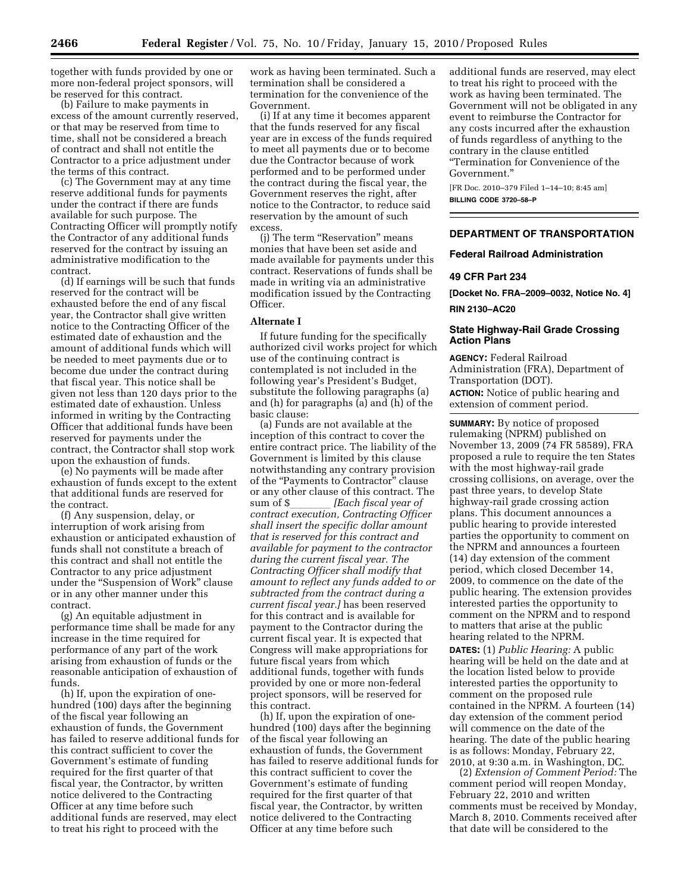together with funds provided by one or more non-federal project sponsors, will be reserved for this contract.

(b) Failure to make payments in excess of the amount currently reserved, or that may be reserved from time to time, shall not be considered a breach of contract and shall not entitle the Contractor to a price adjustment under the terms of this contract.

(c) The Government may at any time reserve additional funds for payments under the contract if there are funds available for such purpose. The Contracting Officer will promptly notify the Contractor of any additional funds reserved for the contract by issuing an administrative modification to the contract.

(d) If earnings will be such that funds reserved for the contract will be exhausted before the end of any fiscal year, the Contractor shall give written notice to the Contracting Officer of the estimated date of exhaustion and the amount of additional funds which will be needed to meet payments due or to become due under the contract during that fiscal year. This notice shall be given not less than 120 days prior to the estimated date of exhaustion. Unless informed in writing by the Contracting Officer that additional funds have been reserved for payments under the contract, the Contractor shall stop work upon the exhaustion of funds.

(e) No payments will be made after exhaustion of funds except to the extent that additional funds are reserved for the contract.

(f) Any suspension, delay, or interruption of work arising from exhaustion or anticipated exhaustion of funds shall not constitute a breach of this contract and shall not entitle the Contractor to any price adjustment under the "Suspension of Work" clause or in any other manner under this contract.

(g) An equitable adjustment in performance time shall be made for any increase in the time required for performance of any part of the work arising from exhaustion of funds or the reasonable anticipation of exhaustion of funds.

(h) If, upon the expiration of one-hundred (100) days after the beginning of the fiscal year following an exhaustion of funds, the Government has failed to reserve additional funds for this contract sufficient to cover the Government's estimate of funding required for the first quarter of that fiscal year, the Contractor, by written notice delivered to the Contracting Officer at any time before such additional funds are reserved, may elect to treat his right to proceed with the work as having been terminated. Such a termination shall be considered a termination for the convenience of the Government.

(i) If at any time it becomes apparent that the funds reserved for any fiscal year are in excess of the funds required to meet all payments due or to become due the Contractor because of work performed and to be performed under the contract during the fiscal year, the Government reserves the right, after notice to the Contractor, to reduce said reservation by the amount of such excess.

(j) The term "Reservation" means monies that have been set aside and made available for payments under this contract. Reservations of funds shall be made in writing via an administrative modification issued by the Contracting Officer.

**Alternate I**

If future funding for the specifically authorized civil works project for which use of the continuing contract is contemplated is not included in the following year's President's Budget, substitute the following paragraphs (a) and (h) for paragraphs (a) and (h) of the basic clause:

(a) Funds are not available at the inception of this contract to cover the entire contract price. The liability of the Government is limited by this clause notwithstanding any contrary provision of the "Payments to Contractor" clause or any other clause of this contract. The sum of $________ *[Each fiscal year of contract execution, Contracting Officer shall insert the specific dollar amount that is reserved for this contract and available for payment to the contractor during the current fiscal year. The Contracting Officer shall modify that amount to reflect any funds added to or subtracted from the contract during a current fiscal year.]* has been reserved for this contract and is available for payment to the Contractor during the current fiscal year. It is expected that Congress will make appropriations for future fiscal years from which additional funds, together with funds provided by one or more non-federal project sponsors, will be reserved for this contract.

(h) If, upon the expiration of one-hundred (100) days after the beginning of the fiscal year following an exhaustion of funds, the Government has failed to reserve additional funds for this contract sufficient to cover the Government's estimate of funding required for the first quarter of that fiscal year, the Contractor, by written notice delivered to the Contracting Officer at any time before such additional funds are reserved, may elect to treat his right to proceed with the work as having been terminated. The Government will not be obligated in any event to reimburse the Contractor for any costs incurred after the exhaustion of funds regardless of anything to the contrary in the clause entitled "Termination for Convenience of the Government."

[FR Doc. 2010–379 Filed 1–14–10; 8:45 am]

**BILLING CODE 3720–58–P**

---

## DEPARTMENT OF TRANSPORTATION

### Federal Railroad Administration

### 49 CFR Part 234

**[Docket No. FRA–2009–0032, Notice No. 4]**

**RIN 2130–AC20**

### State Highway-Rail Grade Crossing Action Plans

**AGENCY:** Federal Railroad Administration (FRA), Department of Transportation (DOT).

**ACTION:** Notice of public hearing and extension of comment period.

**SUMMARY:** By notice of proposed rulemaking (NPRM) published on November 13, 2009 (74 FR 58589), FRA proposed a rule to require the ten States with the most highway-rail grade crossing collisions, on average, over the past three years, to develop State highway-rail grade crossing action plans. This document announces a public hearing to provide interested parties the opportunity to comment on the NPRM and announces a fourteen (14) day extension of the comment period, which closed December 14, 2009, to commence on the date of the public hearing. The extension provides interested parties the opportunity to comment on the NPRM and to respond to matters that arise at the public hearing related to the NPRM.

**DATES:** (1) *Public Hearing:* A public hearing will be held on the date and at the location listed below to provide interested parties the opportunity to comment on the proposed rule contained in the NPRM. A fourteen (14) day extension of the comment period will commence on the date of the hearing. The date of the public hearing is as follows: Monday, February 22, 2010, at 9:30 a.m. in Washington, DC.

(2) *Extension of Comment Period:* The comment period will reopen Monday, February 22, 2010 and written comments must be received by Monday, March 8, 2010. Comments received after that date will be considered to the